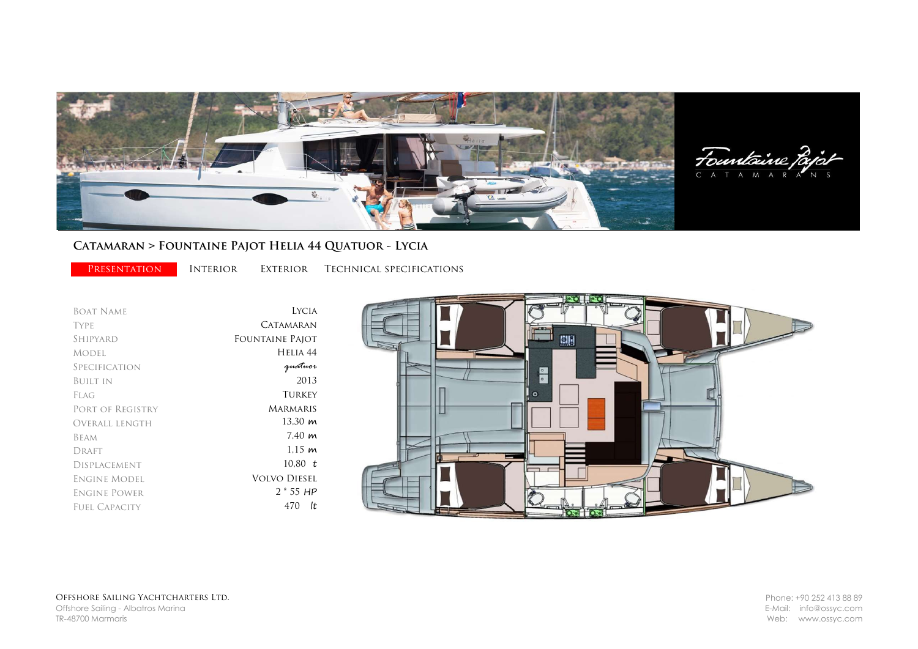## Catamaran > Fountaine Pajot Helia 44 Quatuor - Lycia

Presentation | Interior | Exterior | Technical specifications

| | |
|---|---|
| Boat Name | Lycia |
| Type | Catamaran |
| Shipyard | Fountaine Pajot |
| Model | Helia 44 |
| Specification | quatuor |
| Built in | 2013 |
| Flag | Turkey |
| Port of Registry | Marmaris |
| Overall Length | 13,30 m |
| Beam | 7,40 m |
| Draft | 1,15 m |
| Displacement | 10,80 t |
| Engine Model | Volvo Diesel |
| Engine Power | 2 * 55 HP |
| Fuel Capacity | 470 lt |

**Offshore Sailing Yachtcharters Ltd.**
Offshore Sailing - Albatros Marina
TR-48700 Marmaris

Phone: +90 252 413 88 89
E-Mail: info@ossyc.com
Web: www.ossyc.com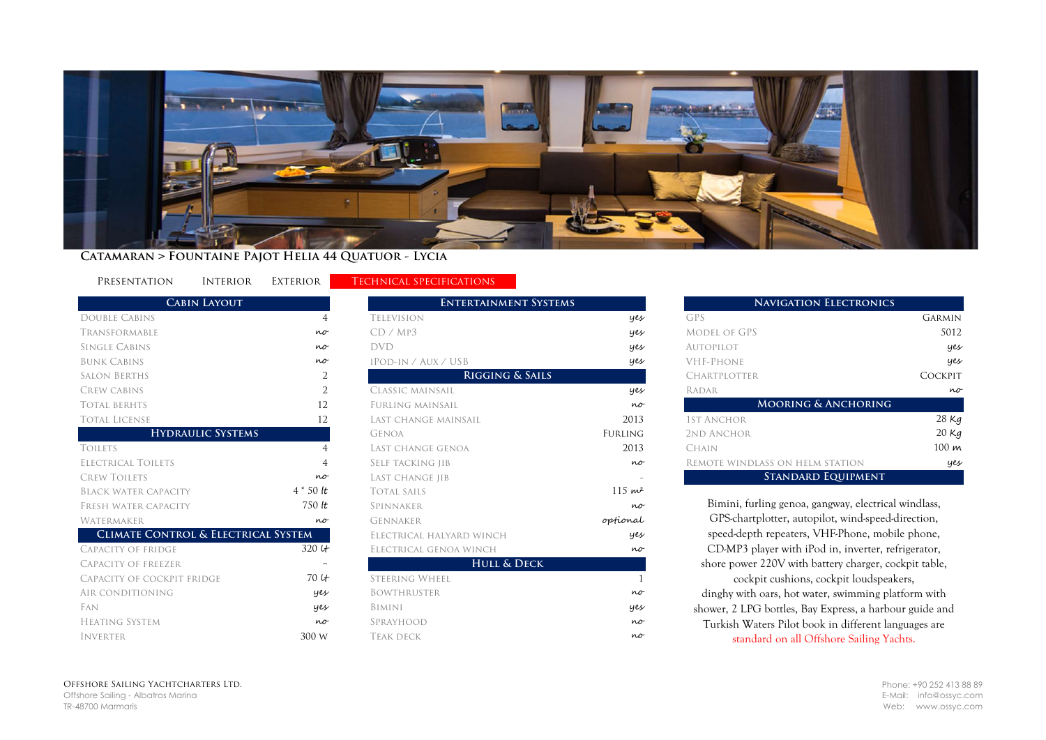# Catamaran > Fountaine Pajot Helia 44 Quatuor - Lycia

Presentation | Interior | Exterior | Technical Specifications

| Cabin Layout | |
|---|---|
| Double Cabins | 4 |
| Transformable | no |
| Single Cabins | no |
| Bunk Cabins | no |
| Salon Berths | 2 |
| Crew Cabins | 2 |
| Total Berhts | 12 |
| Total License | 12 |

| Hydraulic Systems | |
|---|---|
| Toilets | 4 |
| Electrical Toilets | 4 |
| Crew Toilets | no |
| Black Water Capacity | 4 * 50 lt |
| Fresh Water Capacity | 750 lt |
| Watermaker | no |

| Climate Control & Electrical System | |
|---|---|
| Capacity of Fridge | 320 lt |
| Capacity of Freezer | – |
| Capacity of Cockpit Fridge | 70 lt |
| Air Conditioning | yes |
| Fan | yes |
| Heating System | no |
| Inverter | 300 W |

| Entertainment Systems | |
|---|---|
| Television | yes |
| CD / MP3 | yes |
| DVD | yes |
| iPod-in / Aux / USB | yes |

| Rigging & Sails | |
|---|---|
| Classic Mainsail | yes |
| Furling Mainsail | no |
| Last Change Mainsail | 2013 |
| Genoa | Furling |
| Last Change Genoa | 2013 |
| Self Tacking Jib | no |
| Last Change Jib | - |
| Total Sails | 115 m² |
| Spinnaker | no |
| Gennaker | optional |
| Electrical Halyard Winch | yes |
| Electrical Genoa Winch | no |

| Hull & Deck | |
|---|---|
| Steering Wheel | 1 |
| Bowthruster | no |
| Bimini | yes |
| Sprayhood | no |
| Teak Deck | no |

| Navigation Electronics | |
|---|---|
| GPS | Garmin |
| Model of GPS | 5012 |
| Autopilot | yes |
| VHF-Phone | yes |
| Chartplotter | Cockpit |
| Radar | no |

| Mooring & Anchoring | |
|---|---|
| 1st Anchor | 28 Kg |
| 2nd Anchor | 20 Kg |
| Chain | 100 m |
| Remote Windlass on Helm Station | yes |

## Standard Equipment

Bimini, furling genoa, gangway, electrical windlass, GPS-chartplotter, autopilot, wind-speed-direction, speed-depth repeaters, VHF-Phone, mobile phone, CD-MP3 player with iPod in, inverter, refrigerator, shore power 220V with battery charger, cockpit table, cockpit cushions, cockpit loudspeakers, dinghy with oars, hot water, swimming platform with shower, 2 LPG bottles, Bay Express, a harbour guide and Turkish Waters Pilot book in different languages are standard on all Offshore Sailing Yachts.

Offshore Sailing Yachtcharters Ltd.
Offshore Sailing - Albatros Marina
TR-48700 Marmaris

Phone: +90 252 413 88 89
E-Mail: info@ossyc.com
Web: www.ossyc.com